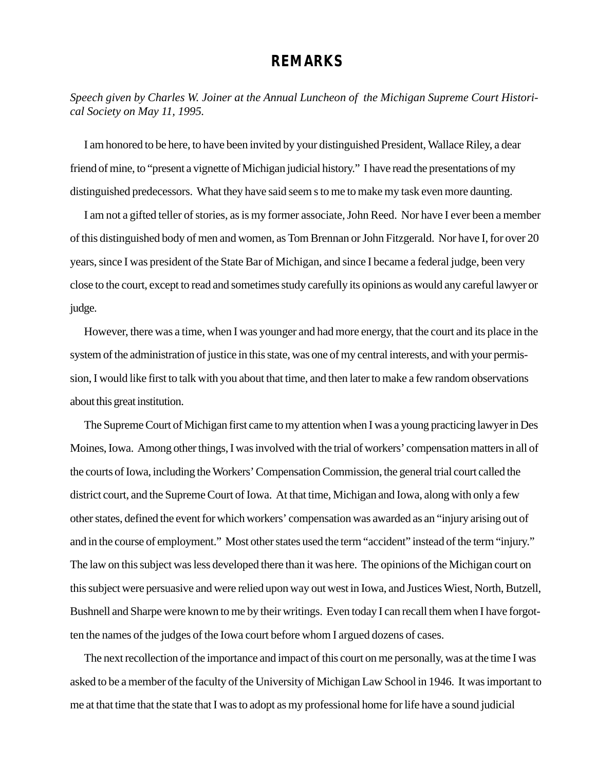# REMARKS

*Speech given by Charles W. Joiner at the Annual Luncheon of the Michigan Supreme Court Historical Society on May 11, 1995.*

I am honored to be here, to have been invited by your distinguished President, Wallace Riley, a dear friend of mine, to "present a vignette of Michigan judicial history." I have read the presentations of my distinguished predecessors. What they have said seem s to me to make my task even more daunting.

I am not a gifted teller of stories, as is my former associate, John Reed. Nor have I ever been a member of this distinguished body of men and women, as Tom Brennan or John Fitzgerald. Nor have I, for over 20 years, since I was president of the State Bar of Michigan, and since I became a federal judge, been very close to the court, except to read and sometimes study carefully its opinions as would any careful lawyer or judge.

However, there was a time, when I was younger and had more energy, that the court and its place in the system of the administration of justice in this state, was one of my central interests, and with your permission, I would like first to talk with you about that time, and then later to make a few random observations about this great institution.

The Supreme Court of Michigan first came to my attention when I was a young practicing lawyer in Des Moines, Iowa. Among other things, I was involved with the trial of workers' compensation matters in all of the courts of Iowa, including the Workers' Compensation Commission, the general trial court called the district court, and the Supreme Court of Iowa. At that time, Michigan and Iowa, along with only a few other states, defined the event for which workers' compensation was awarded as an "injury arising out of and in the course of employment." Most other states used the term "accident" instead of the term "injury." The law on this subject was less developed there than it was here. The opinions of the Michigan court on this subject were persuasive and were relied upon way out west in Iowa, and Justices Wiest, North, Butzell, Bushnell and Sharpe were known to me by their writings. Even today I can recall them when I have forgotten the names of the judges of the Iowa court before whom I argued dozens of cases.

The next recollection of the importance and impact of this court on me personally, was at the time I was asked to be a member of the faculty of the University of Michigan Law School in 1946. It was important to me at that time that the state that I was to adopt as my professional home for life have a sound judicial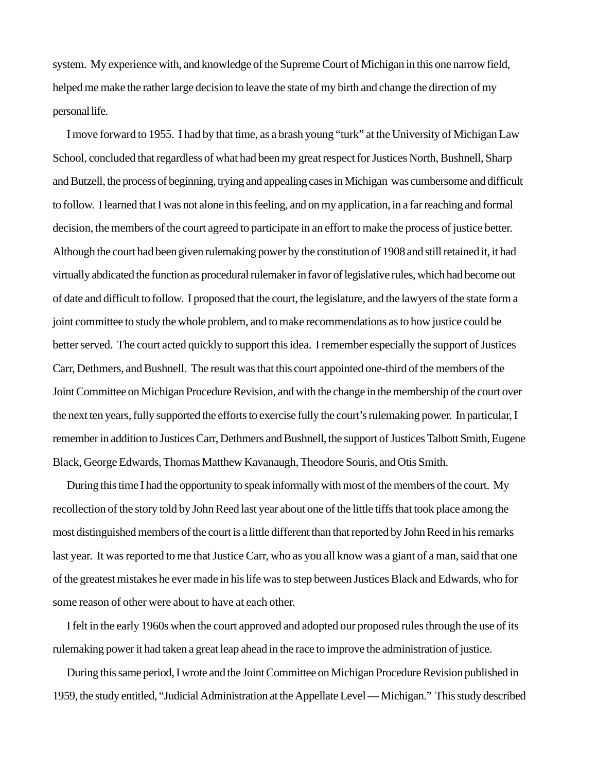system. My experience with, and knowledge of the Supreme Court of Michigan in this one narrow field, helped me make the rather large decision to leave the state of my birth and change the direction of my personal life.

I move forward to 1955. I had by that time, as a brash young "turk" at the University of Michigan Law School, concluded that regardless of what had been my great respect for Justices North, Bushnell, Sharp and Butzell, the process of beginning, trying and appealing cases in Michigan was cumbersome and difficult to follow. I learned that I was not alone in this feeling, and on my application, in a far reaching and formal decision, the members of the court agreed to participate in an effort to make the process of justice better. Although the court had been given rulemaking power by the constitution of 1908 and still retained it, it had virtually abdicated the function as procedural rulemaker in favor of legislative rules, which had become out of date and difficult to follow. I proposed that the court, the legislature, and the lawyers of the state form a joint committee to study the whole problem, and to make recommendations as to how justice could be better served. The court acted quickly to support this idea. I remember especially the support of Justices Carr, Dethmers, and Bushnell. The result was that this court appointed one-third of the members of the Joint Committee on Michigan Procedure Revision, and with the change in the membership of the court over the next ten years, fully supported the efforts to exercise fully the court's rulemaking power. In particular, I remember in addition to Justices Carr, Dethmers and Bushnell, the support of Justices Talbott Smith, Eugene Black, George Edwards, Thomas Matthew Kavanaugh, Theodore Souris, and Otis Smith.

During this time I had the opportunity to speak informally with most of the members of the court. My recollection of the story told by John Reed last year about one of the little tiffs that took place among the most distinguished members of the court is a little different than that reported by John Reed in his remarks last year. It was reported to me that Justice Carr, who as you all know was a giant of a man, said that one of the greatest mistakes he ever made in his life was to step between Justices Black and Edwards, who for some reason of other were about to have at each other.

I felt in the early 1960s when the court approved and adopted our proposed rules through the use of its rulemaking power it had taken a great leap ahead in the race to improve the administration of justice.

During this same period, I wrote and the Joint Committee on Michigan Procedure Revision published in 1959, the study entitled, "Judicial Administration at the Appellate Level — Michigan." This study described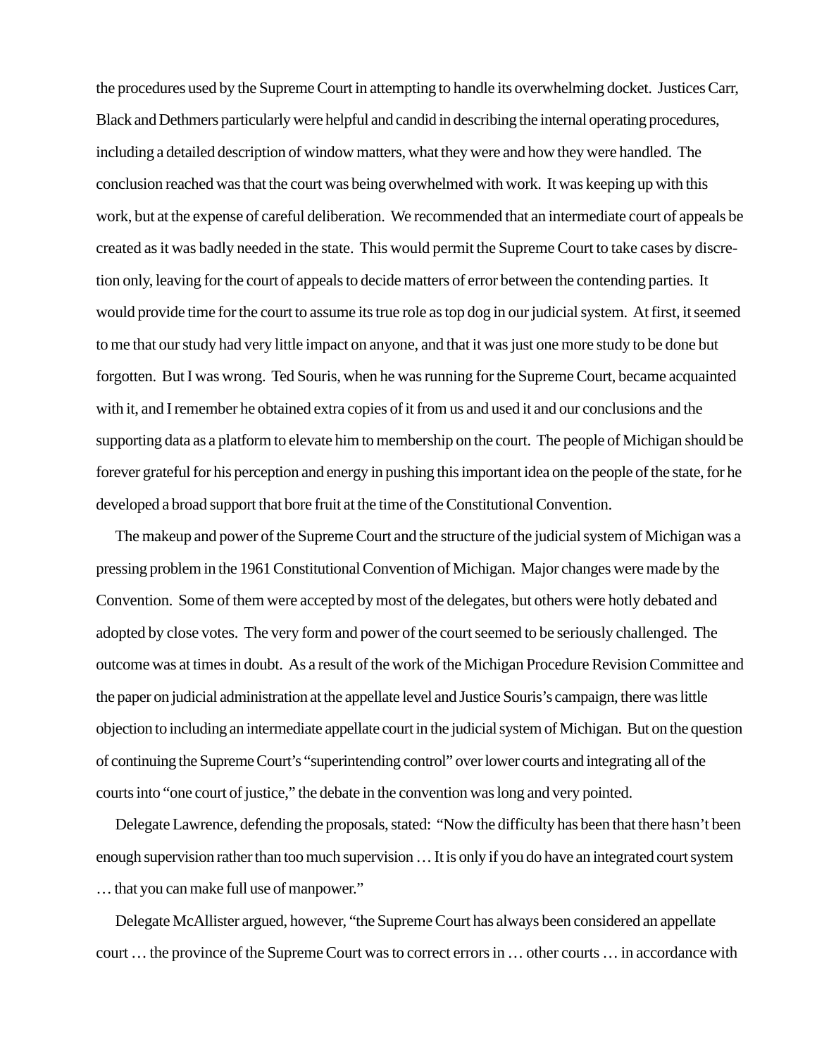the procedures used by the Supreme Court in attempting to handle its overwhelming docket. Justices Carr, Black and Dethmers particularly were helpful and candid in describing the internal operating procedures, including a detailed description of window matters, what they were and how they were handled. The conclusion reached was that the court was being overwhelmed with work. It was keeping up with this work, but at the expense of careful deliberation. We recommended that an intermediate court of appeals be created as it was badly needed in the state. This would permit the Supreme Court to take cases by discretion only, leaving for the court of appeals to decide matters of error between the contending parties. It would provide time for the court to assume its true role as top dog in our judicial system. At first, it seemed to me that our study had very little impact on anyone, and that it was just one more study to be done but forgotten. But I was wrong. Ted Souris, when he was running for the Supreme Court, became acquainted with it, and I remember he obtained extra copies of it from us and used it and our conclusions and the supporting data as a platform to elevate him to membership on the court. The people of Michigan should be forever grateful for his perception and energy in pushing this important idea on the people of the state, for he developed a broad support that bore fruit at the time of the Constitutional Convention.

The makeup and power of the Supreme Court and the structure of the judicial system of Michigan was a pressing problem in the 1961 Constitutional Convention of Michigan. Major changes were made by the Convention. Some of them were accepted by most of the delegates, but others were hotly debated and adopted by close votes. The very form and power of the court seemed to be seriously challenged. The outcome was at times in doubt. As a result of the work of the Michigan Procedure Revision Committee and the paper on judicial administration at the appellate level and Justice Souris's campaign, there was little objection to including an intermediate appellate court in the judicial system of Michigan. But on the question of continuing the Supreme Court's "superintending control" over lower courts and integrating all of the courts into "one court of justice," the debate in the convention was long and very pointed.

Delegate Lawrence, defending the proposals, stated: "Now the difficulty has been that there hasn't been enough supervision rather than too much supervision … It is only if you do have an integrated court system … that you can make full use of manpower."

Delegate McAllister argued, however, "the Supreme Court has always been considered an appellate court … the province of the Supreme Court was to correct errors in … other courts … in accordance with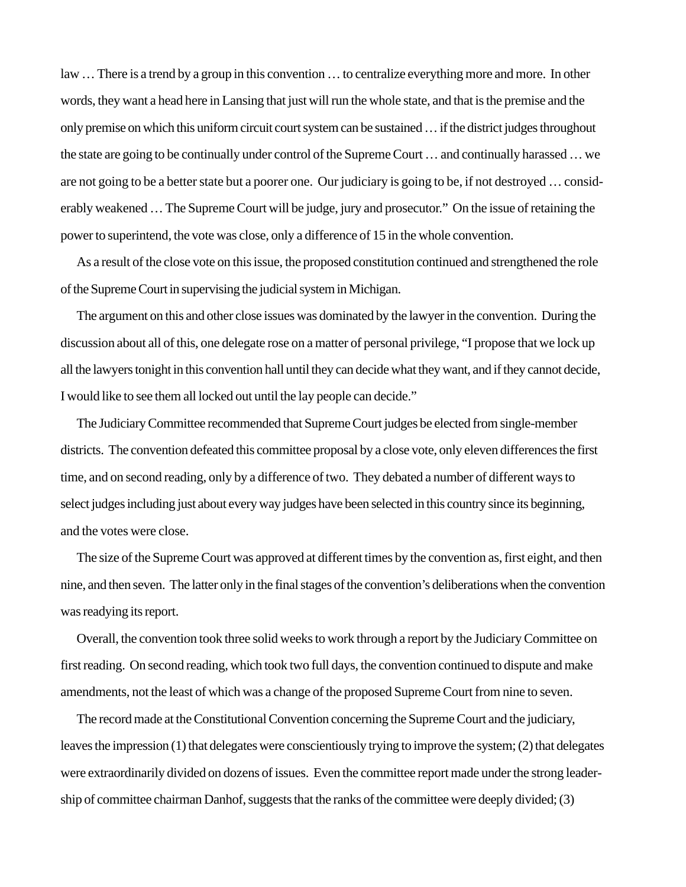law … There is a trend by a group in this convention … to centralize everything more and more. In other words, they want a head here in Lansing that just will run the whole state, and that is the premise and the only premise on which this uniform circuit court system can be sustained … if the district judges throughout the state are going to be continually under control of the Supreme Court … and continually harassed … we are not going to be a better state but a poorer one. Our judiciary is going to be, if not destroyed … considerably weakened … The Supreme Court will be judge, jury and prosecutor." On the issue of retaining the power to superintend, the vote was close, only a difference of 15 in the whole convention.

As a result of the close vote on this issue, the proposed constitution continued and strengthened the role of the Supreme Court in supervising the judicial system in Michigan.

The argument on this and other close issues was dominated by the lawyer in the convention. During the discussion about all of this, one delegate rose on a matter of personal privilege, "I propose that we lock up all the lawyers tonight in this convention hall until they can decide what they want, and if they cannot decide, I would like to see them all locked out until the lay people can decide."

The Judiciary Committee recommended that Supreme Court judges be elected from single-member districts. The convention defeated this committee proposal by a close vote, only eleven differences the first time, and on second reading, only by a difference of two. They debated a number of different ways to select judges including just about every way judges have been selected in this country since its beginning, and the votes were close.

The size of the Supreme Court was approved at different times by the convention as, first eight, and then nine, and then seven. The latter only in the final stages of the convention's deliberations when the convention was readying its report.

Overall, the convention took three solid weeks to work through a report by the Judiciary Committee on first reading. On second reading, which took two full days, the convention continued to dispute and make amendments, not the least of which was a change of the proposed Supreme Court from nine to seven.

The record made at the Constitutional Convention concerning the Supreme Court and the judiciary, leaves the impression (1) that delegates were conscientiously trying to improve the system; (2) that delegates were extraordinarily divided on dozens of issues. Even the committee report made under the strong leadership of committee chairman Danhof, suggests that the ranks of the committee were deeply divided; (3)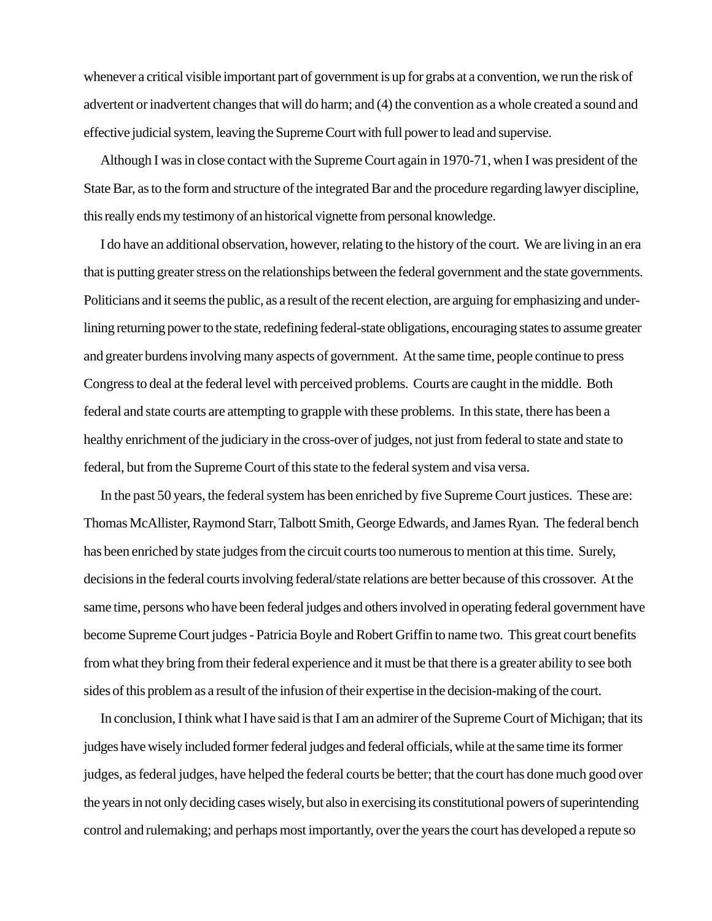whenever a critical visible important part of government is up for grabs at a convention, we run the risk of advertent or inadvertent changes that will do harm; and (4) the convention as a whole created a sound and effective judicial system, leaving the Supreme Court with full power to lead and supervise.

Although I was in close contact with the Supreme Court again in 1970-71, when I was president of the State Bar, as to the form and structure of the integrated Bar and the procedure regarding lawyer discipline, this really ends my testimony of an historical vignette from personal knowledge.

I do have an additional observation, however, relating to the history of the court. We are living in an era that is putting greater stress on the relationships between the federal government and the state governments. Politicians and it seems the public, as a result of the recent election, are arguing for emphasizing and underlining returning power to the state, redefining federal-state obligations, encouraging states to assume greater and greater burdens involving many aspects of government. At the same time, people continue to press Congress to deal at the federal level with perceived problems. Courts are caught in the middle. Both federal and state courts are attempting to grapple with these problems. In this state, there has been a healthy enrichment of the judiciary in the cross-over of judges, not just from federal to state and state to federal, but from the Supreme Court of this state to the federal system and visa versa.

In the past 50 years, the federal system has been enriched by five Supreme Court justices. These are: Thomas McAllister, Raymond Starr, Talbott Smith, George Edwards, and James Ryan. The federal bench has been enriched by state judges from the circuit courts too numerous to mention at this time. Surely, decisions in the federal courts involving federal/state relations are better because of this crossover. At the same time, persons who have been federal judges and others involved in operating federal government have become Supreme Court judges - Patricia Boyle and Robert Griffin to name two. This great court benefits from what they bring from their federal experience and it must be that there is a greater ability to see both sides of this problem as a result of the infusion of their expertise in the decision-making of the court.

In conclusion, I think what I have said is that I am an admirer of the Supreme Court of Michigan; that its judges have wisely included former federal judges and federal officials, while at the same time its former judges, as federal judges, have helped the federal courts be better; that the court has done much good over the years in not only deciding cases wisely, but also in exercising its constitutional powers of superintending control and rulemaking; and perhaps most importantly, over the years the court has developed a repute so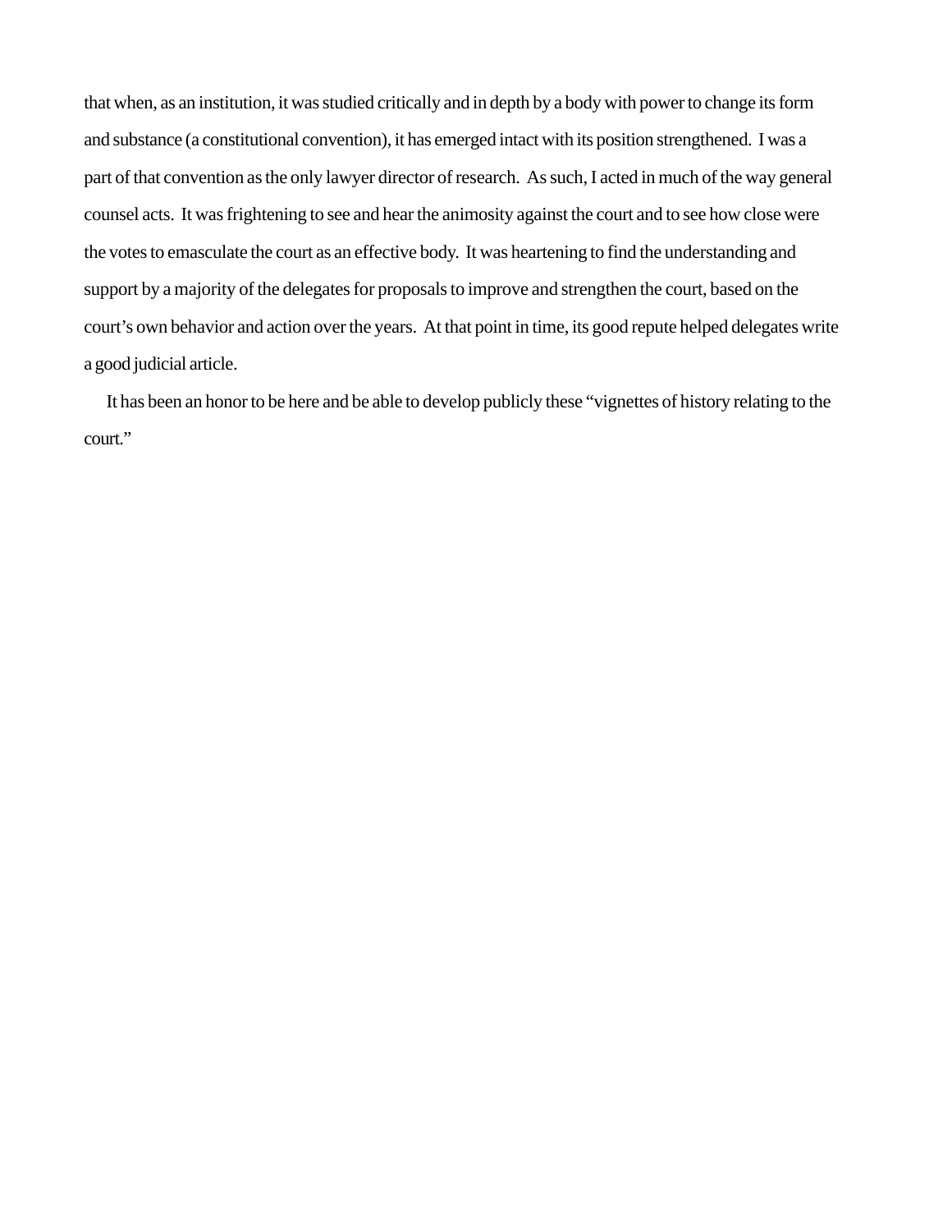that when, as an institution, it was studied critically and in depth by a body with power to change its form and substance (a constitutional convention), it has emerged intact with its position strengthened. I was a part of that convention as the only lawyer director of research. As such, I acted in much of the way general counsel acts. It was frightening to see and hear the animosity against the court and to see how close were the votes to emasculate the court as an effective body. It was heartening to find the understanding and support by a majority of the delegates for proposals to improve and strengthen the court, based on the court's own behavior and action over the years. At that point in time, its good repute helped delegates write a good judicial article.

It has been an honor to be here and be able to develop publicly these "vignettes of history relating to the court."